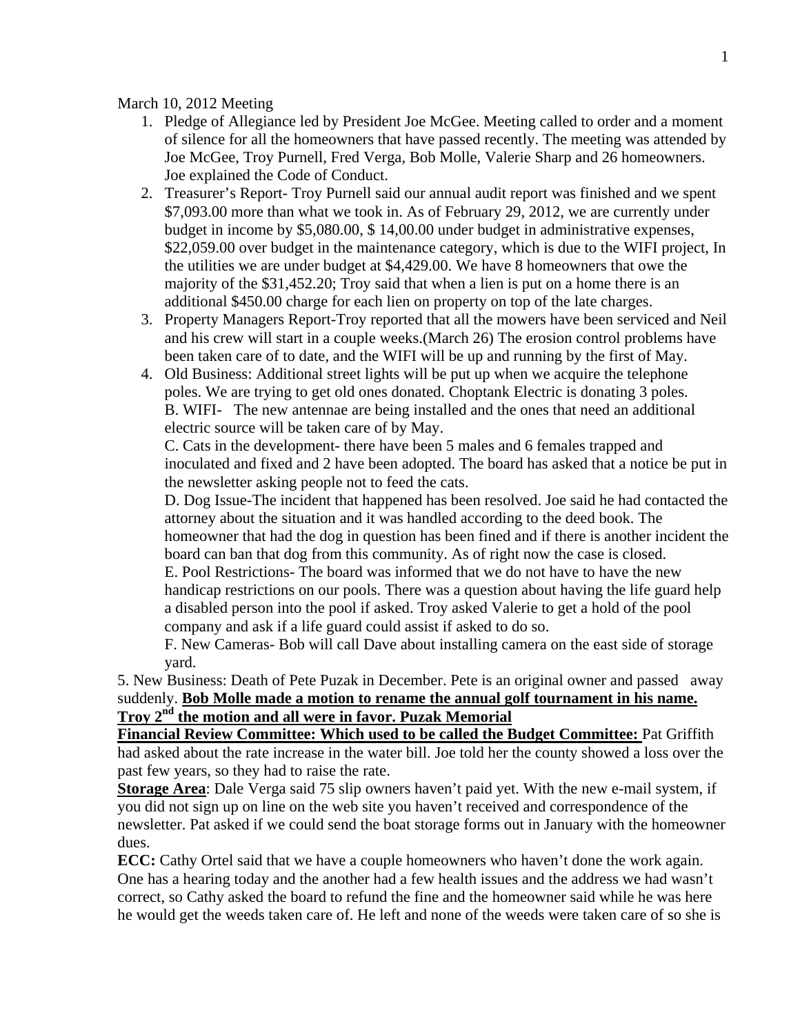March 10, 2012 Meeting

1. Pledge of Allegiance led by President Joe McGee. Meeting called to order and a moment of silence for all the homeowners that have passed recently. The meeting was attended by Joe McGee, Troy Purnell, Fred Verga, Bob Molle, Valerie Sharp and 26 homeowners. Joe explained the Code of Conduct.
2. Treasurer's Report- Troy Purnell said our annual audit report was finished and we spent $7,093.00 more than what we took in. As of February 29, 2012, we are currently under budget in income by $5,080.00, $ 14,00.00 under budget in administrative expenses, $22,059.00 over budget in the maintenance category, which is due to the WIFI project, In the utilities we are under budget at $4,429.00. We have 8 homeowners that owe the majority of the $31,452.20; Troy said that when a lien is put on a home there is an additional $450.00 charge for each lien on property on top of the late charges.
3. Property Managers Report-Troy reported that all the mowers have been serviced and Neil and his crew will start in a couple weeks.(March 26) The erosion control problems have been taken care of to date, and the WIFI will be up and running by the first of May.
4. Old Business: Additional street lights will be put up when we acquire the telephone poles. We are trying to get old ones donated. Choptank Electric is donating 3 poles.
   B. WIFI- The new antennae are being installed and the ones that need an additional electric source will be taken care of by May.
   C. Cats in the development- there have been 5 males and 6 females trapped and inoculated and fixed and 2 have been adopted. The board has asked that a notice be put in the newsletter asking people not to feed the cats.
   D. Dog Issue-The incident that happened has been resolved. Joe said he had contacted the attorney about the situation and it was handled according to the deed book. The homeowner that had the dog in question has been fined and if there is another incident the board can ban that dog from this community. As of right now the case is closed.
   E. Pool Restrictions- The board was informed that we do not have to have the new handicap restrictions on our pools. There was a question about having the life guard help a disabled person into the pool if asked. Troy asked Valerie to get a hold of the pool company and ask if a life guard could assist if asked to do so.
   F. New Cameras- Bob will call Dave about installing camera on the east side of storage yard.

5. New Business: Death of Pete Puzak in December. Pete is an original owner and passed away suddenly. **<u>Bob Molle made a motion to rename the annual golf tournament in his name. Troy 2nd the motion and all were in favor. Puzak Memorial</u>**

**<u>Financial Review Committee: Which used to be called the Budget Committee:</u>** Pat Griffith had asked about the rate increase in the water bill. Joe told her the county showed a loss over the past few years, so they had to raise the rate.

**<u>Storage Area</u>**: Dale Verga said 75 slip owners haven't paid yet. With the new e-mail system, if you did not sign up on line on the web site you haven't received and correspondence of the newsletter. Pat asked if we could send the boat storage forms out in January with the homeowner dues.

**ECC:** Cathy Ortel said that we have a couple homeowners who haven't done the work again. One has a hearing today and the another had a few health issues and the address we had wasn't correct, so Cathy asked the board to refund the fine and the homeowner said while he was here he would get the weeds taken care of. He left and none of the weeds were taken care of so she is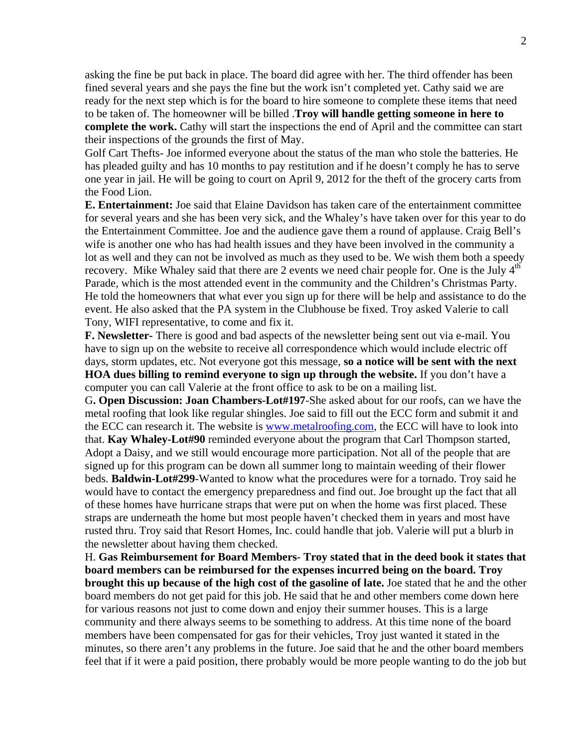asking the fine be put back in place. The board did agree with her. The third offender has been fined several years and she pays the fine but the work isn't completed yet. Cathy said we are ready for the next step which is for the board to hire someone to complete these items that need to be taken of. The homeowner will be billed .**Troy will handle getting someone in here to complete the work.** Cathy will start the inspections the end of April and the committee can start their inspections of the grounds the first of May.

Golf Cart Thefts- Joe informed everyone about the status of the man who stole the batteries. He has pleaded guilty and has 10 months to pay restitution and if he doesn't comply he has to serve one year in jail. He will be going to court on April 9, 2012 for the theft of the grocery carts from the Food Lion.

**E. Entertainment:** Joe said that Elaine Davidson has taken care of the entertainment committee for several years and she has been very sick, and the Whaley's have taken over for this year to do the Entertainment Committee. Joe and the audience gave them a round of applause. Craig Bell's wife is another one who has had health issues and they have been involved in the community a lot as well and they can not be involved as much as they used to be. We wish them both a speedy recovery. Mike Whaley said that there are 2 events we need chair people for. One is the July 4th Parade, which is the most attended event in the community and the Children's Christmas Party. He told the homeowners that what ever you sign up for there will be help and assistance to do the event. He also asked that the PA system in the Clubhouse be fixed. Troy asked Valerie to call Tony, WIFI representative, to come and fix it.

**F. Newsletter-** There is good and bad aspects of the newsletter being sent out via e-mail. You have to sign up on the website to receive all correspondence which would include electric off days, storm updates, etc. Not everyone got this message, **so a notice will be sent with the next HOA dues billing to remind everyone to sign up through the website.** If you don't have a computer you can call Valerie at the front office to ask to be on a mailing list.

G**. Open Discussion: Joan Chambers-Lot#197**-She asked about for our roofs, can we have the metal roofing that look like regular shingles. Joe said to fill out the ECC form and submit it and the ECC can research it. The website is www.metalroofing.com, the ECC will have to look into that. **Kay Whaley-Lot#90** reminded everyone about the program that Carl Thompson started, Adopt a Daisy, and we still would encourage more participation. Not all of the people that are signed up for this program can be down all summer long to maintain weeding of their flower beds. **Baldwin-Lot#299**-Wanted to know what the procedures were for a tornado. Troy said he would have to contact the emergency preparedness and find out. Joe brought up the fact that all of these homes have hurricane straps that were put on when the home was first placed. These straps are underneath the home but most people haven't checked them in years and most have rusted thru. Troy said that Resort Homes, Inc. could handle that job. Valerie will put a blurb in the newsletter about having them checked.

H. **Gas Reimbursement for Board Members- Troy stated that in the deed book it states that board members can be reimbursed for the expenses incurred being on the board. Troy brought this up because of the high cost of the gasoline of late.** Joe stated that he and the other board members do not get paid for this job. He said that he and other members come down here for various reasons not just to come down and enjoy their summer houses. This is a large community and there always seems to be something to address. At this time none of the board members have been compensated for gas for their vehicles, Troy just wanted it stated in the minutes, so there aren't any problems in the future. Joe said that he and the other board members feel that if it were a paid position, there probably would be more people wanting to do the job but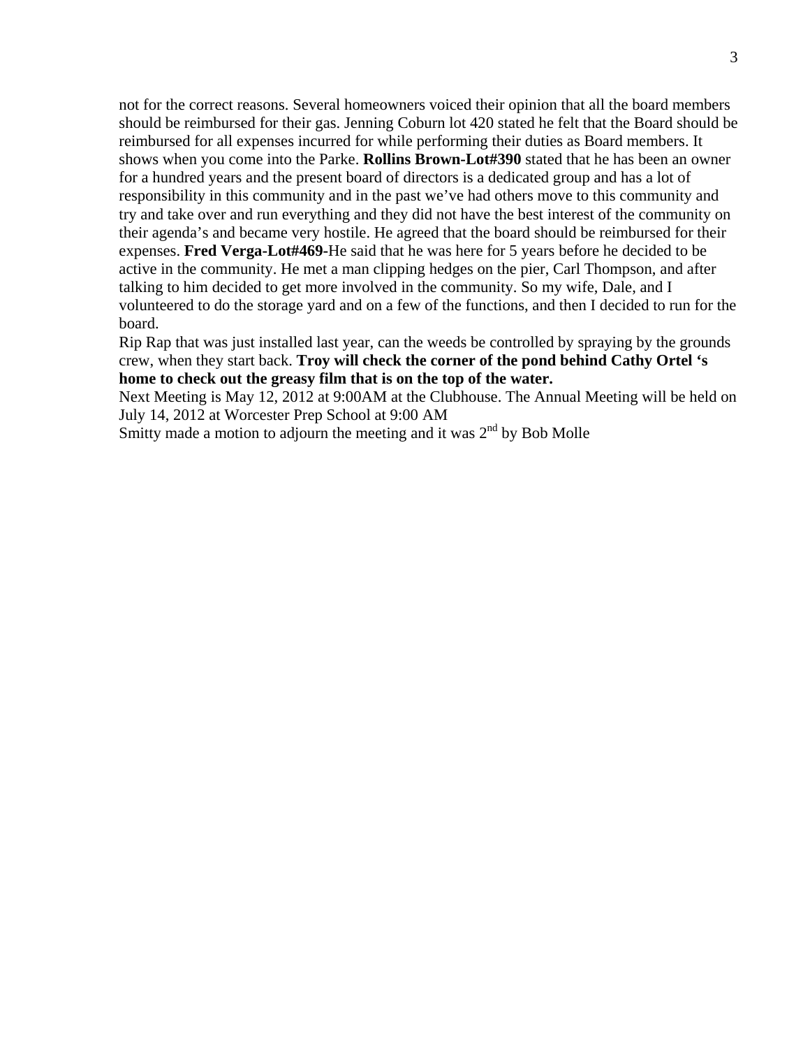not for the correct reasons. Several homeowners voiced their opinion that all the board members should be reimbursed for their gas. Jenning Coburn lot 420 stated he felt that the Board should be reimbursed for all expenses incurred for while performing their duties as Board members. It shows when you come into the Parke. **Rollins Brown-Lot#390** stated that he has been an owner for a hundred years and the present board of directors is a dedicated group and has a lot of responsibility in this community and in the past we've had others move to this community and try and take over and run everything and they did not have the best interest of the community on their agenda's and became very hostile. He agreed that the board should be reimbursed for their expenses. **Fred Verga-Lot#469-**He said that he was here for 5 years before he decided to be active in the community. He met a man clipping hedges on the pier, Carl Thompson, and after talking to him decided to get more involved in the community. So my wife, Dale, and I volunteered to do the storage yard and on a few of the functions, and then I decided to run for the board.

Rip Rap that was just installed last year, can the weeds be controlled by spraying by the grounds crew, when they start back. **Troy will check the corner of the pond behind Cathy Ortel 's home to check out the greasy film that is on the top of the water.**

Next Meeting is May 12, 2012 at 9:00AM at the Clubhouse. The Annual Meeting will be held on July 14, 2012 at Worcester Prep School at 9:00 AM

Smitty made a motion to adjourn the meeting and it was 2nd by Bob Molle